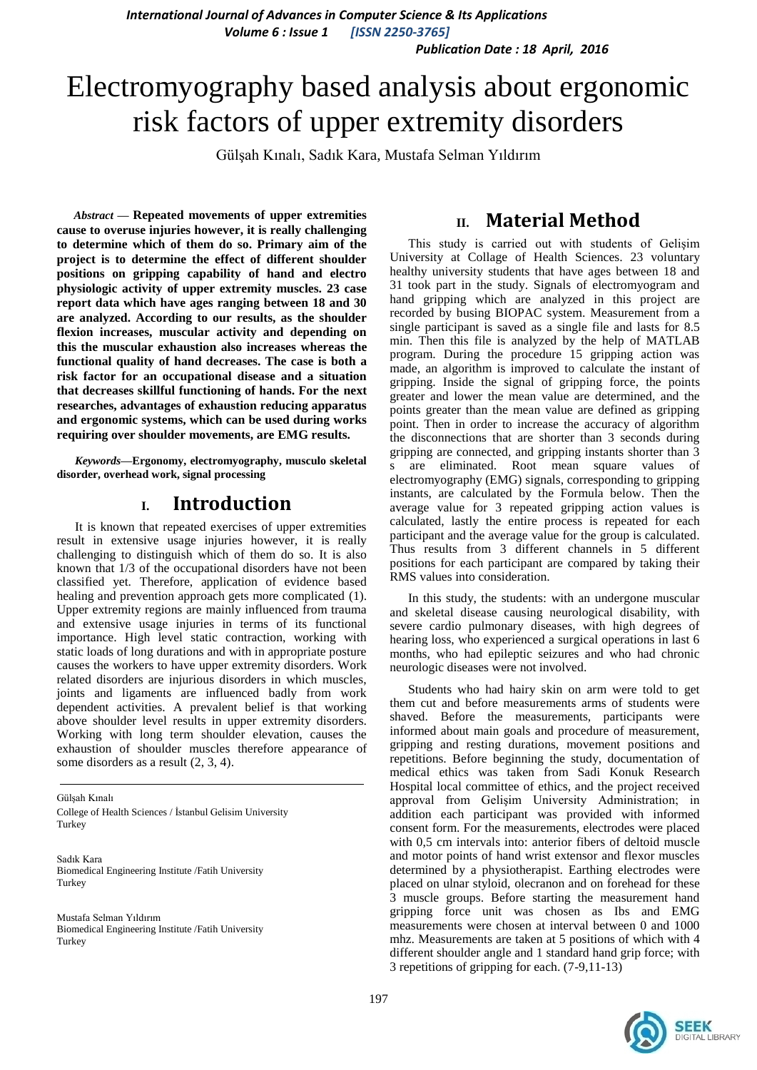# Electromyography based analysis about ergonomic risk factors of upper extremity disorders

Gülşah Kınalı, Sadık Kara, Mustafa Selman Yıldırım

Gülşah Kınalı
College of Health Sciences / İstanbul Gelisim University
Turkey

Sadık Kara
Biomedical Engineering Institute /Fatih University
Turkey

Mustafa Selman Yıldırım
Biomedical Engineering Institute /Fatih University
Turkey

***Abstract* — Repeated movements of upper extremities cause to overuse injuries however, it is really challenging to determine which of them do so. Primary aim of the project is to determine the effect of different shoulder positions on gripping capability of hand and electro physiologic activity of upper extremity muscles. 23 case report data which have ages ranging between 18 and 30 are analyzed. According to our results, as the shoulder flexion increases, muscular activity and depending on this the muscular exhaustion also increases whereas the functional quality of hand decreases. The case is both a risk factor for an occupational disease and a situation that decreases skillful functioning of hands. For the next researches, advantages of exhaustion reducing apparatus and ergonomic systems, which can be used during works requiring over shoulder movements, are EMG results.**

***Keywords*—Ergonomy, electromyography, musculo skeletal disorder, overhead work, signal processing**

## I. Introduction

It is known that repeated exercises of upper extremities result in extensive usage injuries however, it is really challenging to distinguish which of them do so. It is also known that 1/3 of the occupational disorders have not been classified yet. Therefore, application of evidence based healing and prevention approach gets more complicated (1). Upper extremity regions are mainly influenced from trauma and extensive usage injuries in terms of its functional importance. High level static contraction, working with static loads of long durations and with in appropriate posture causes the workers to have upper extremity disorders. Work related disorders are injurious disorders in which muscles, joints and ligaments are influenced badly from work dependent activities. A prevalent belief is that working above shoulder level results in upper extremity disorders. Working with long term shoulder elevation, causes the exhaustion of shoulder muscles therefore appearance of some disorders as a result (2, 3, 4).

## II. Material Method

This study is carried out with students of Gelişim University at Collage of Health Sciences. 23 voluntary healthy university students that have ages between 18 and 31 took part in the study. Signals of electromyogram and hand gripping which are analyzed in this project are recorded by busing BIOPAC system. Measurement from a single participant is saved as a single file and lasts for 8.5 min. Then this file is analyzed by the help of MATLAB program. During the procedure 15 gripping action was made, an algorithm is improved to calculate the instant of gripping. Inside the signal of gripping force, the points greater and lower the mean value are determined, and the points greater than the mean value are defined as gripping point. Then in order to increase the accuracy of algorithm the disconnections that are shorter than 3 seconds during gripping are connected, and gripping instants shorter than 3 s are eliminated. Root mean square values of electromyography (EMG) signals, corresponding to gripping instants, are calculated by the Formula below. Then the average value for 3 repeated gripping action values is calculated, lastly the entire process is repeated for each participant and the average value for the group is calculated. Thus results from 3 different channels in 5 different positions for each participant are compared by taking their RMS values into consideration.

In this study, the students: with an undergone muscular and skeletal disease causing neurological disability, with severe cardio pulmonary diseases, with high degrees of hearing loss, who experienced a surgical operations in last 6 months, who had epileptic seizures and who had chronic neurologic diseases were not involved.

Students who had hairy skin on arm were told to get them cut and before measurements arms of students were shaved. Before the measurements, participants were informed about main goals and procedure of measurement, gripping and resting durations, movement positions and repetitions. Before beginning the study, documentation of medical ethics was taken from Sadi Konuk Research Hospital local committee of ethics, and the project received approval from Gelişim University Administration; in addition each participant was provided with informed consent form. For the measurements, electrodes were placed with 0,5 cm intervals into: anterior fibers of deltoid muscle and motor points of hand wrist extensor and flexor muscles determined by a physiotherapist. Earthing electrodes were placed on ulnar styloid, olecranon and on forehead for these 3 muscle groups. Before starting the measurement hand gripping force unit was chosen as lbs and EMG measurements were chosen at interval between 0 and 1000 mhz. Measurements are taken at 5 positions of which with 4 different shoulder angle and 1 standard hand grip force; with 3 repetitions of gripping for each. (7-9,11-13)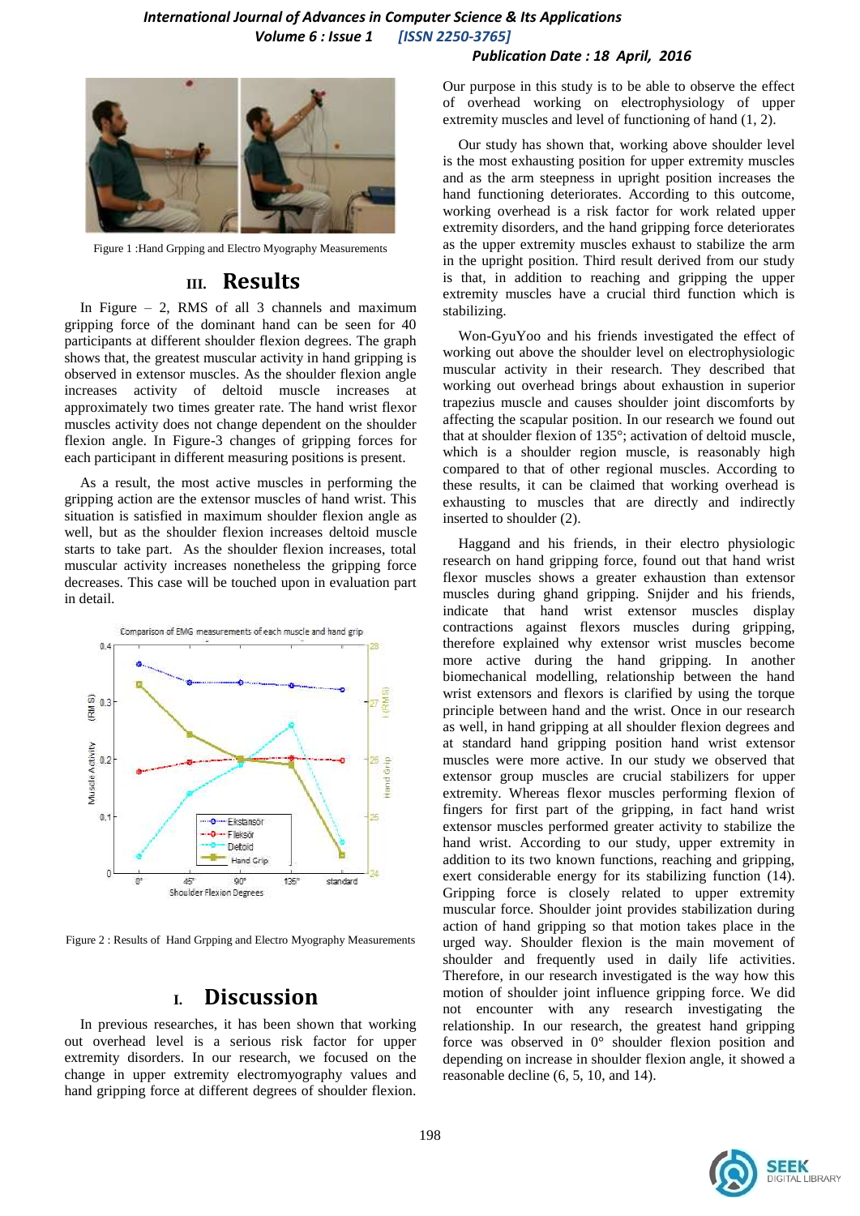Figure 1 :Hand Grpping and Electro Myography Measurements

## III. Results

In Figure – 2, RMS of all 3 channels and maximum gripping force of the dominant hand can be seen for 40 participants at different shoulder flexion degrees. The graph shows that, the greatest muscular activity in hand gripping is observed in extensor muscles. As the shoulder flexion angle increases activity of deltoid muscle increases at approximately two times greater rate. The hand wrist flexor muscles activity does not change dependent on the shoulder flexion angle. In Figure-3 changes of gripping forces for each participant in different measuring positions is present.

As a result, the most active muscles in performing the gripping action are the extensor muscles of hand wrist. This situation is satisfied in maximum shoulder flexion angle as well, but as the shoulder flexion increases deltoid muscle starts to take part. As the shoulder flexion increases, total muscular activity increases nonetheless the gripping force decreases. This case will be touched upon in evaluation part in detail.

Figure 2 : Results of Hand Grpping and Electro Myography Measurements

## I. Discussion

In previous researches, it has been shown that working out overhead level is a serious risk factor for upper extremity disorders. In our research, we focused on the change in upper extremity electromyography values and hand gripping force at different degrees of shoulder flexion.

Our purpose in this study is to be able to observe the effect of overhead working on electrophysiology of upper extremity muscles and level of functioning of hand (1, 2).

Our study has shown that, working above shoulder level is the most exhausting position for upper extremity muscles and as the arm steepness in upright position increases the hand functioning deteriorates. According to this outcome, working overhead is a risk factor for work related upper extremity disorders, and the hand gripping force deteriorates as the upper extremity muscles exhaust to stabilize the arm in the upright position. Third result derived from our study is that, in addition to reaching and gripping the upper extremity muscles have a crucial third function which is stabilizing.

Won-GyuYoo and his friends investigated the effect of working out above the shoulder level on electrophysiologic muscular activity in their research. They described that working out overhead brings about exhaustion in superior trapezius muscle and causes shoulder joint discomforts by affecting the scapular position. In our research we found out that at shoulder flexion of 135°; activation of deltoid muscle, which is a shoulder region muscle, is reasonably high compared to that of other regional muscles. According to these results, it can be claimed that working overhead is exhausting to muscles that are directly and indirectly inserted to shoulder (2).

Haggand and his friends, in their electro physiologic research on hand gripping force, found out that hand wrist flexor muscles shows a greater exhaustion than extensor muscles during ghand gripping. Snijder and his friends, indicate that hand wrist extensor muscles display contractions against flexors muscles during gripping, therefore explained why extensor wrist muscles become more active during the hand gripping. In another biomechanical modelling, relationship between the hand wrist extensors and flexors is clarified by using the torque principle between hand and the wrist. Once in our research as well, in hand gripping at all shoulder flexion degrees and at standard hand gripping position hand wrist extensor muscles were more active. In our study we observed that extensor group muscles are crucial stabilizers for upper extremity. Whereas flexor muscles performing flexion of fingers for first part of the gripping, in fact hand wrist extensor muscles performed greater activity to stabilize the hand wrist. According to our study, upper extremity in addition to its two known functions, reaching and gripping, exert considerable energy for its stabilizing function (14). Gripping force is closely related to upper extremity muscular force. Shoulder joint provides stabilization during action of hand gripping so that motion takes place in the urged way. Shoulder flexion is the main movement of shoulder and frequently used in daily life activities. Therefore, in our research investigated is the way how this motion of shoulder joint influence gripping force. We did not encounter with any research investigating the relationship. In our research, the greatest hand gripping force was observed in 0° shoulder flexion position and depending on increase in shoulder flexion angle, it showed a reasonable decline (6, 5, 10, and 14).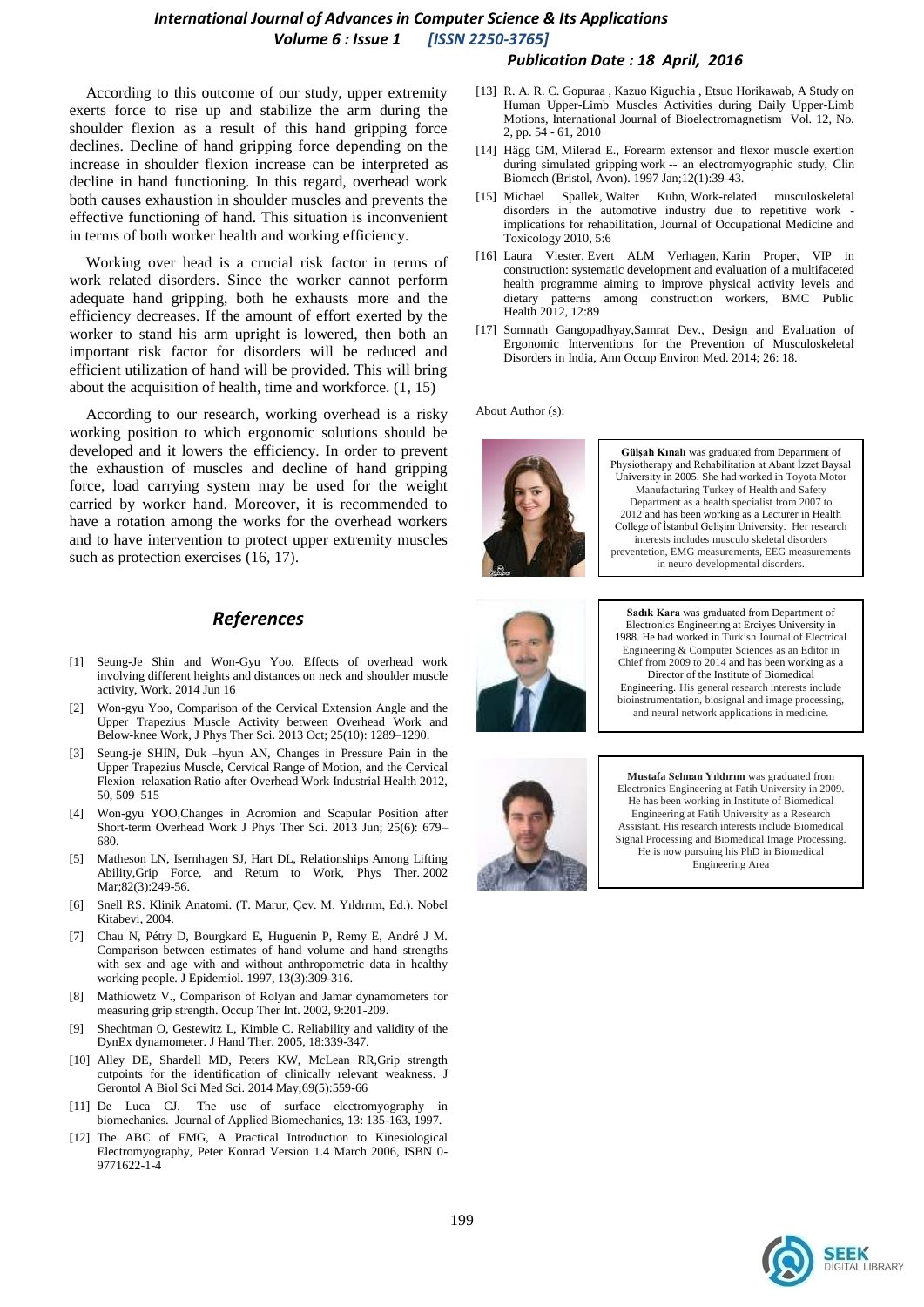According to this outcome of our study, upper extremity exerts force to rise up and stabilize the arm during the shoulder flexion as a result of this hand gripping force declines. Decline of hand gripping force depending on the increase in shoulder flexion increase can be interpreted as decline in hand functioning. In this regard, overhead work both causes exhaustion in shoulder muscles and prevents the effective functioning of hand. This situation is inconvenient in terms of both worker health and working efficiency.

Working over head is a crucial risk factor in terms of work related disorders. Since the worker cannot perform adequate hand gripping, both he exhausts more and the efficiency decreases. If the amount of effort exerted by the worker to stand his arm upright is lowered, then both an important risk factor for disorders will be reduced and efficient utilization of hand will be provided. This will bring about the acquisition of health, time and workforce. (1, 15)

According to our research, working overhead is a risky working position to which ergonomic solutions should be developed and it lowers the efficiency. In order to prevent the exhaustion of muscles and decline of hand gripping force, load carrying system may be used for the weight carried by worker hand. Moreover, it is recommended to have a rotation among the works for the overhead workers and to have intervention to protect upper extremity muscles such as protection exercises (16, 17).

## *References*

[1] Seung-Je Shin and Won-Gyu Yoo, Effects of overhead work involving different heights and distances on neck and shoulder muscle activity, Work. 2014 Jun 16

[2] Won-gyu Yoo, Comparison of the Cervical Extension Angle and the Upper Trapezius Muscle Activity between Overhead Work and Below-knee Work, J Phys Ther Sci. 2013 Oct; 25(10): 1289–1290.

[3] Seung-je SHIN, Duk –hyun AN, Changes in Pressure Pain in the Upper Trapezius Muscle, Cervical Range of Motion, and the Cervical Flexion–relaxation Ratio after Overhead Work Industrial Health 2012, 50, 509–515

[4] Won-gyu YOO,Changes in Acromion and Scapular Position after Short-term Overhead Work J Phys Ther Sci. 2013 Jun; 25(6): 679–680.

[5] Matheson LN, Isernhagen SJ, Hart DL, Relationships Among Lifting Ability,Grip Force, and Return to Work, Phys Ther. 2002 Mar;82(3):249-56.

[6] Snell RS. Klinik Anatomi. (T. Marur, Çev. M. Yıldırım, Ed.). Nobel Kitabevi, 2004.

[7] Chau N, Pétry D, Bourgkard E, Huguenin P, Remy E, André J M. Comparison between estimates of hand volume and hand strengths with sex and age with and without anthropometric data in healthy working people. J Epidemiol. 1997, 13(3):309-316.

[8] Mathiowetz V., Comparison of Rolyan and Jamar dynamometers for measuring grip strength. Occup Ther Int. 2002, 9:201-209.

[9] Shechtman O, Gestewitz L, Kimble C. Reliability and validity of the DynEx dynamometer. J Hand Ther. 2005, 18:339-347.

[10] Alley DE, Shardell MD, Peters KW, McLean RR,Grip strength cutpoints for the identification of clinically relevant weakness. J Gerontol A Biol Sci Med Sci. 2014 May;69(5):559-66

[11] De Luca CJ. The use of surface electromyography in biomechanics. Journal of Applied Biomechanics, 13: 135-163, 1997.

[12] The ABC of EMG, A Practical Introduction to Kinesiological Electromyography, Peter Konrad Version 1.4 March 2006, ISBN 0-9771622-1-4

[13] R. A. R. C. Gopuraa , Kazuo Kiguchia , Etsuo Horikawab, A Study on Human Upper-Limb Muscles Activities during Daily Upper-Limb Motions, International Journal of Bioelectromagnetism Vol. 12, No. 2, pp. 54 - 61, 2010

[14] Hägg GM, Milerad E., Forearm extensor and flexor muscle exertion during simulated gripping work -- an electromyographic study, Clin Biomech (Bristol, Avon). 1997 Jan;12(1):39-43.

[15] Michael Spallek, Walter Kuhn, Work-related musculoskeletal disorders in the automotive industry due to repetitive work - implications for rehabilitation, Journal of Occupational Medicine and Toxicology 2010, 5:6

[16] Laura Viester, Evert ALM Verhagen, Karin Proper, VIP in construction: systematic development and evaluation of a multifaceted health programme aiming to improve physical activity levels and dietary patterns among construction workers, BMC Public Health 2012, 12:89

[17] Somnath Gangopadhyay,Samrat Dev., Design and Evaluation of Ergonomic Interventions for the Prevention of Musculoskeletal Disorders in India, Ann Occup Environ Med. 2014; 26: 18.

About Author (s):

**Gülşah Kınalı** was graduated from Department of Physiotherapy and Rehabilitation at Abant İzzet Baysal University in 2005. She had worked in Toyota Motor Manufacturing Turkey of Health and Safety Department as a health specialist from 2007 to 2012 and has been working as a Lecturer in Health College of İstanbul Gelişim University. Her research interests includes musculo skeletal disorders preventetion, EMG measurements, EEG measurements in neuro developmental disorders.

**Sadık Kara** was graduated from Department of Electronics Engineering at Erciyes University in 1988. He had worked in Turkish Journal of Electrical Engineering & Computer Sciences as an Editor in Chief from 2009 to 2014 and has been working as a Director of the Institute of Biomedical Engineering. His general research interests include bioinstrumentation, biosignal and image processing, and neural network applications in medicine.

**Mustafa Selman Yıldırım** was graduated from Electronics Engineering at Fatih University in 2009. He has been working in Institute of Biomedical Engineering at Fatih University as a Research Assistant. His research interests include Biomedical Signal Processing and Biomedical Image Processing. He is now pursuing his PhD in Biomedical Engineering Area